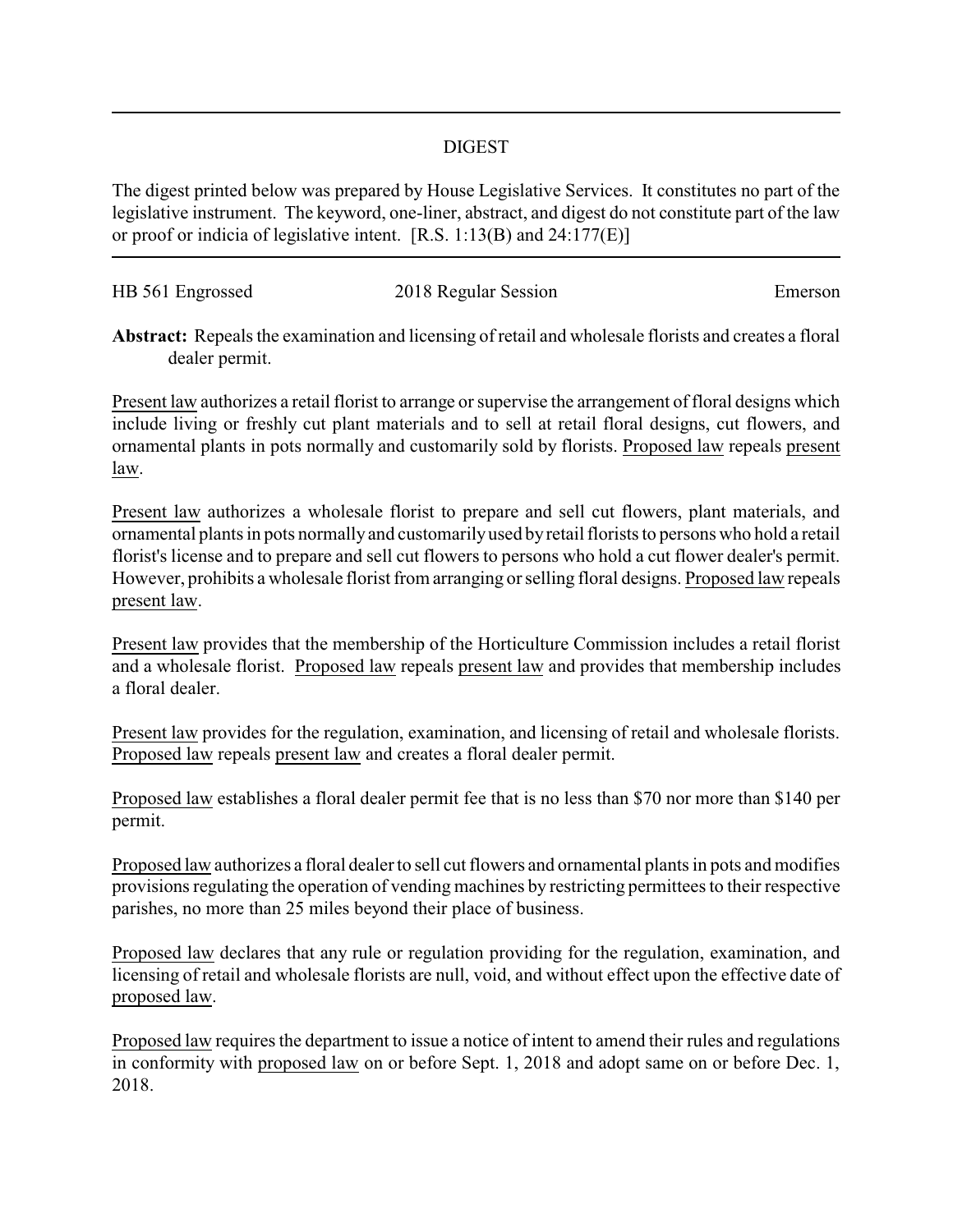# DIGEST

The digest printed below was prepared by House Legislative Services. It constitutes no part of the legislative instrument. The keyword, one-liner, abstract, and digest do not constitute part of the law or proof or indicia of legislative intent. [R.S. 1:13(B) and 24:177(E)]

HB 561 Engrossed 2018 Regular Session Emerson

**Abstract:** Repeals the examination and licensing of retail and wholesale florists and creates a floral dealer permit.

Present law authorizes a retail florist to arrange or supervise the arrangement of floral designs which include living or freshly cut plant materials and to sell at retail floral designs, cut flowers, and ornamental plants in pots normally and customarily sold by florists. Proposed law repeals present law.

Present law authorizes a wholesale florist to prepare and sell cut flowers, plant materials, and ornamental plants in pots normally and customarily used by retail florists to persons who hold a retail florist's license and to prepare and sell cut flowers to persons who hold a cut flower dealer's permit. However, prohibits a wholesale florist from arranging or selling floral designs. Proposed law repeals present law.

Present law provides that the membership of the Horticulture Commission includes a retail florist and a wholesale florist. Proposed law repeals present law and provides that membership includes a floral dealer.

Present law provides for the regulation, examination, and licensing of retail and wholesale florists. Proposed law repeals present law and creates a floral dealer permit.

Proposed law establishes a floral dealer permit fee that is no less than $70 nor more than $140 per permit.

Proposed law authorizes a floral dealer to sell cut flowers and ornamental plants in pots and modifies provisions regulating the operation of vending machines by restricting permittees to their respective parishes, no more than 25 miles beyond their place of business.

Proposed law declares that any rule or regulation providing for the regulation, examination, and licensing of retail and wholesale florists are null, void, and without effect upon the effective date of proposed law.

Proposed law requires the department to issue a notice of intent to amend their rules and regulations in conformity with proposed law on or before Sept. 1, 2018 and adopt same on or before Dec. 1, 2018.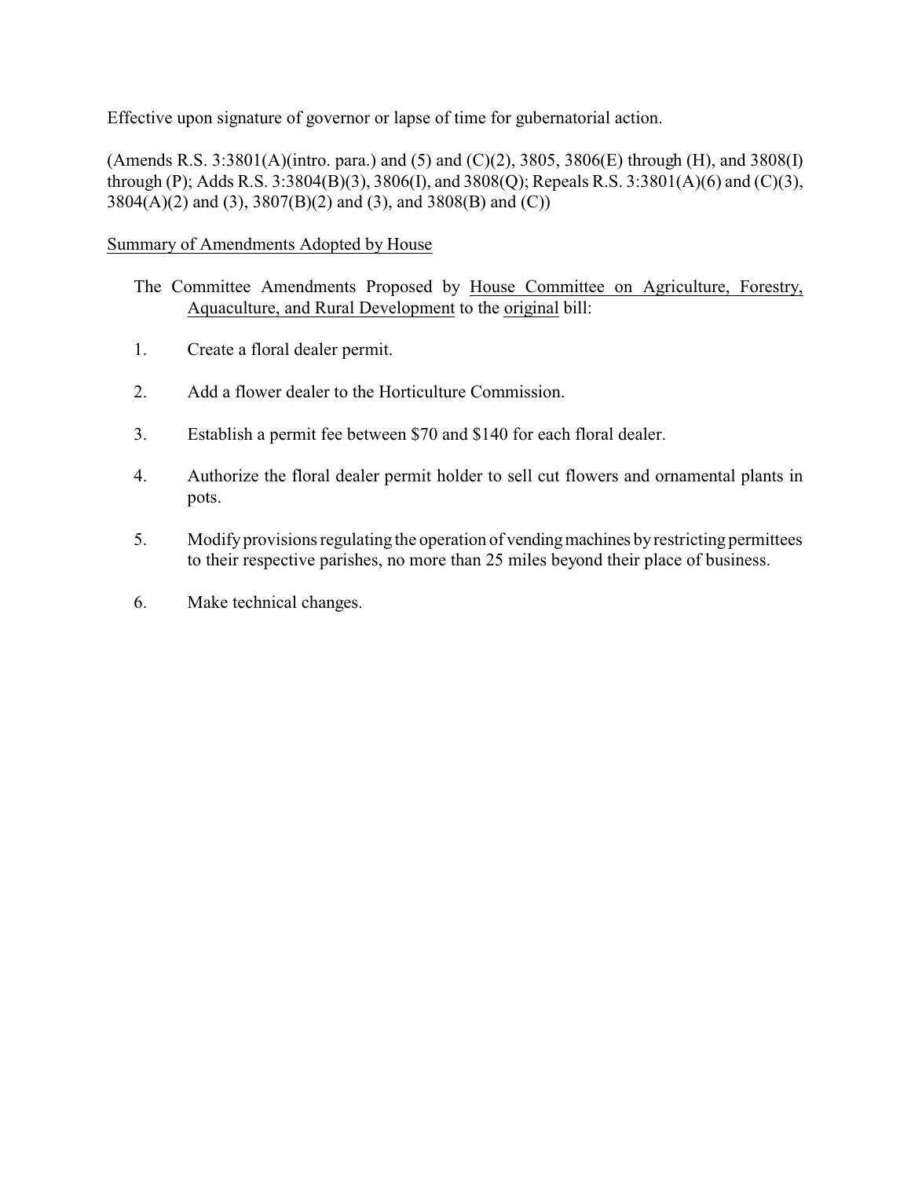Effective upon signature of governor or lapse of time for gubernatorial action.

(Amends R.S. 3:3801(A)(intro. para.) and (5) and (C)(2), 3805, 3806(E) through (H), and 3808(I) through (P); Adds R.S. 3:3804(B)(3), 3806(I), and 3808(Q); Repeals R.S. 3:3801(A)(6) and (C)(3), 3804(A)(2) and (3), 3807(B)(2) and (3), and 3808(B) and (C))

<u>Summary of Amendments Adopted by House</u>

The Committee Amendments Proposed by <u>House Committee on Agriculture, Forestry, Aquaculture, and Rural Development</u> to the <u>original</u> bill:

1. Create a floral dealer permit.

2. Add a flower dealer to the Horticulture Commission.

3. Establish a permit fee between $70 and $140 for each floral dealer.

4. Authorize the floral dealer permit holder to sell cut flowers and ornamental plants in pots.

5. Modify provisions regulating the operation of vending machines by restricting permittees to their respective parishes, no more than 25 miles beyond their place of business.

6. Make technical changes.